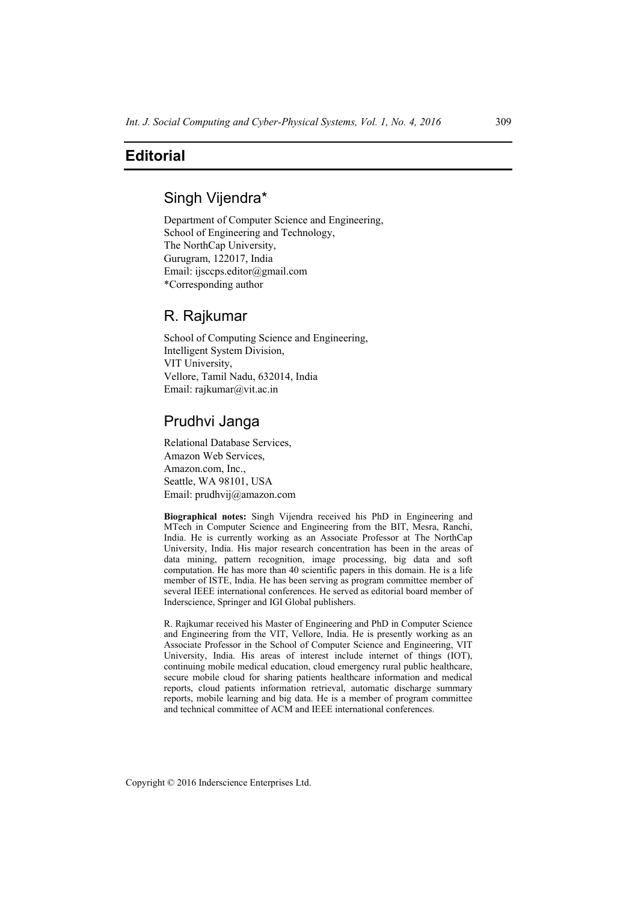# Editorial

## Singh Vijendra*

Department of Computer Science and Engineering,
School of Engineering and Technology,
The NorthCap University,
Gurugram, 122017, India
Email: ijsccps.editor@gmail.com
*Corresponding author

## R. Rajkumar

School of Computing Science and Engineering,
Intelligent System Division,
VIT University,
Vellore, Tamil Nadu, 632014, India
Email: rajkumar@vit.ac.in

## Prudhvi Janga

Relational Database Services,
Amazon Web Services,
Amazon.com, Inc.,
Seattle, WA 98101, USA
Email: prudhvij@amazon.com

**Biographical notes:** Singh Vijendra received his PhD in Engineering and MTech in Computer Science and Engineering from the BIT, Mesra, Ranchi, India. He is currently working as an Associate Professor at The NorthCap University, India. His major research concentration has been in the areas of data mining, pattern recognition, image processing, big data and soft computation. He has more than 40 scientific papers in this domain. He is a life member of ISTE, India. He has been serving as program committee member of several IEEE international conferences. He served as editorial board member of Inderscience, Springer and IGI Global publishers.

R. Rajkumar received his Master of Engineering and PhD in Computer Science and Engineering from the VIT, Vellore, India. He is presently working as an Associate Professor in the School of Computer Science and Engineering, VIT University, India. His areas of interest include internet of things (IOT), continuing mobile medical education, cloud emergency rural public healthcare, secure mobile cloud for sharing patients healthcare information and medical reports, cloud patients information retrieval, automatic discharge summary reports, mobile learning and big data. He is a member of program committee and technical committee of ACM and IEEE international conferences.

Copyright © 2016 Inderscience Enterprises Ltd.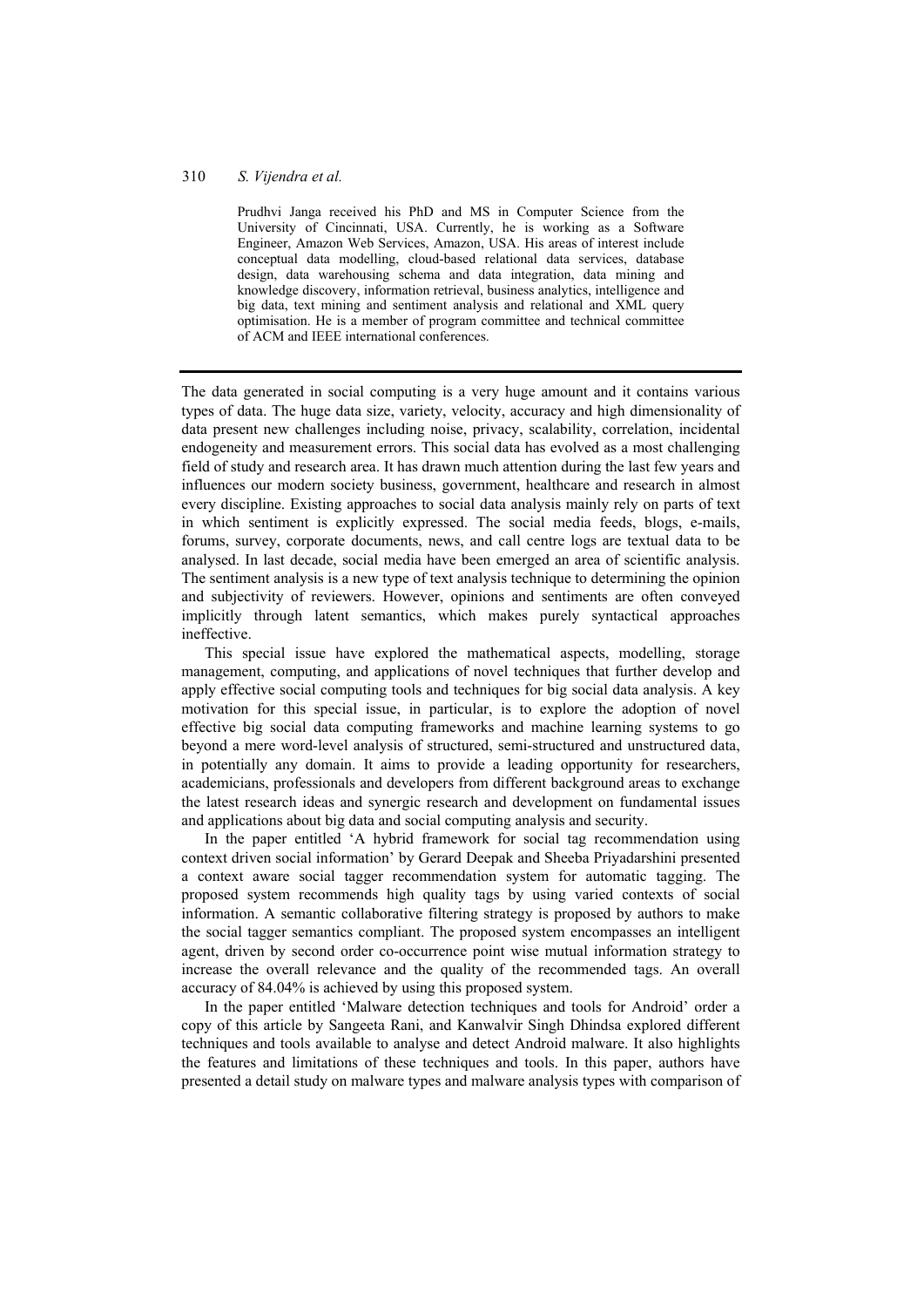Prudhvi Janga received his PhD and MS in Computer Science from the University of Cincinnati, USA. Currently, he is working as a Software Engineer, Amazon Web Services, Amazon, USA. His areas of interest include conceptual data modelling, cloud-based relational data services, database design, data warehousing schema and data integration, data mining and knowledge discovery, information retrieval, business analytics, intelligence and big data, text mining and sentiment analysis and relational and XML query optimisation. He is a member of program committee and technical committee of ACM and IEEE international conferences.

---

The data generated in social computing is a very huge amount and it contains various types of data. The huge data size, variety, velocity, accuracy and high dimensionality of data present new challenges including noise, privacy, scalability, correlation, incidental endogeneity and measurement errors. This social data has evolved as a most challenging field of study and research area. It has drawn much attention during the last few years and influences our modern society business, government, healthcare and research in almost every discipline. Existing approaches to social data analysis mainly rely on parts of text in which sentiment is explicitly expressed. The social media feeds, blogs, e-mails, forums, survey, corporate documents, news, and call centre logs are textual data to be analysed. In last decade, social media have been emerged an area of scientific analysis. The sentiment analysis is a new type of text analysis technique to determining the opinion and subjectivity of reviewers. However, opinions and sentiments are often conveyed implicitly through latent semantics, which makes purely syntactical approaches ineffective.

This special issue have explored the mathematical aspects, modelling, storage management, computing, and applications of novel techniques that further develop and apply effective social computing tools and techniques for big social data analysis. A key motivation for this special issue, in particular, is to explore the adoption of novel effective big social data computing frameworks and machine learning systems to go beyond a mere word-level analysis of structured, semi-structured and unstructured data, in potentially any domain. It aims to provide a leading opportunity for researchers, academicians, professionals and developers from different background areas to exchange the latest research ideas and synergic research and development on fundamental issues and applications about big data and social computing analysis and security.

In the paper entitled 'A hybrid framework for social tag recommendation using context driven social information' by Gerard Deepak and Sheeba Priyadarshini presented a context aware social tagger recommendation system for automatic tagging. The proposed system recommends high quality tags by using varied contexts of social information. A semantic collaborative filtering strategy is proposed by authors to make the social tagger semantics compliant. The proposed system encompasses an intelligent agent, driven by second order co-occurrence point wise mutual information strategy to increase the overall relevance and the quality of the recommended tags. An overall accuracy of 84.04% is achieved by using this proposed system.

In the paper entitled 'Malware detection techniques and tools for Android' order a copy of this article by Sangeeta Rani, and Kanwalvir Singh Dhindsa explored different techniques and tools available to analyse and detect Android malware. It also highlights the features and limitations of these techniques and tools. In this paper, authors have presented a detail study on malware types and malware analysis types with comparison of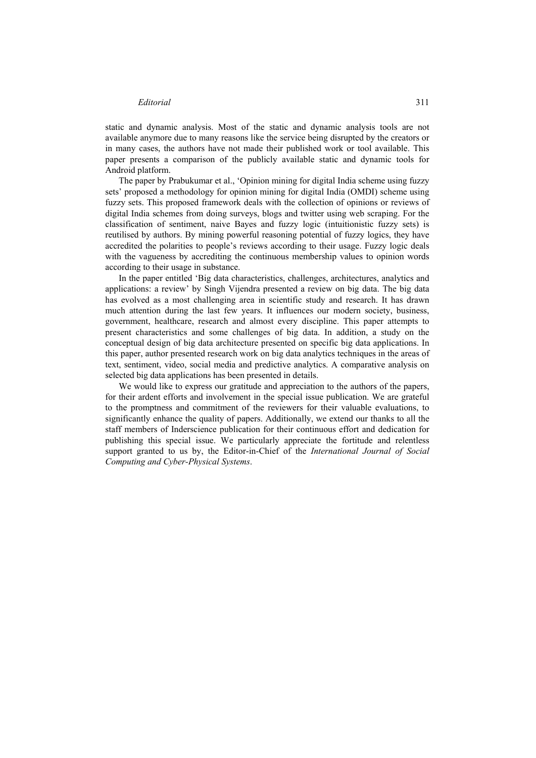static and dynamic analysis. Most of the static and dynamic analysis tools are not available anymore due to many reasons like the service being disrupted by the creators or in many cases, the authors have not made their published work or tool available. This paper presents a comparison of the publicly available static and dynamic tools for Android platform.

The paper by Prabukumar et al., 'Opinion mining for digital India scheme using fuzzy sets' proposed a methodology for opinion mining for digital India (OMDI) scheme using fuzzy sets. This proposed framework deals with the collection of opinions or reviews of digital India schemes from doing surveys, blogs and twitter using web scraping. For the classification of sentiment, naive Bayes and fuzzy logic (intuitionistic fuzzy sets) is reutilised by authors. By mining powerful reasoning potential of fuzzy logics, they have accredited the polarities to people's reviews according to their usage. Fuzzy logic deals with the vagueness by accrediting the continuous membership values to opinion words according to their usage in substance.

In the paper entitled 'Big data characteristics, challenges, architectures, analytics and applications: a review' by Singh Vijendra presented a review on big data. The big data has evolved as a most challenging area in scientific study and research. It has drawn much attention during the last few years. It influences our modern society, business, government, healthcare, research and almost every discipline. This paper attempts to present characteristics and some challenges of big data. In addition, a study on the conceptual design of big data architecture presented on specific big data applications. In this paper, author presented research work on big data analytics techniques in the areas of text, sentiment, video, social media and predictive analytics. A comparative analysis on selected big data applications has been presented in details.

We would like to express our gratitude and appreciation to the authors of the papers, for their ardent efforts and involvement in the special issue publication. We are grateful to the promptness and commitment of the reviewers for their valuable evaluations, to significantly enhance the quality of papers. Additionally, we extend our thanks to all the staff members of Inderscience publication for their continuous effort and dedication for publishing this special issue. We particularly appreciate the fortitude and relentless support granted to us by, the Editor-in-Chief of the *International Journal of Social Computing and Cyber-Physical Systems*.